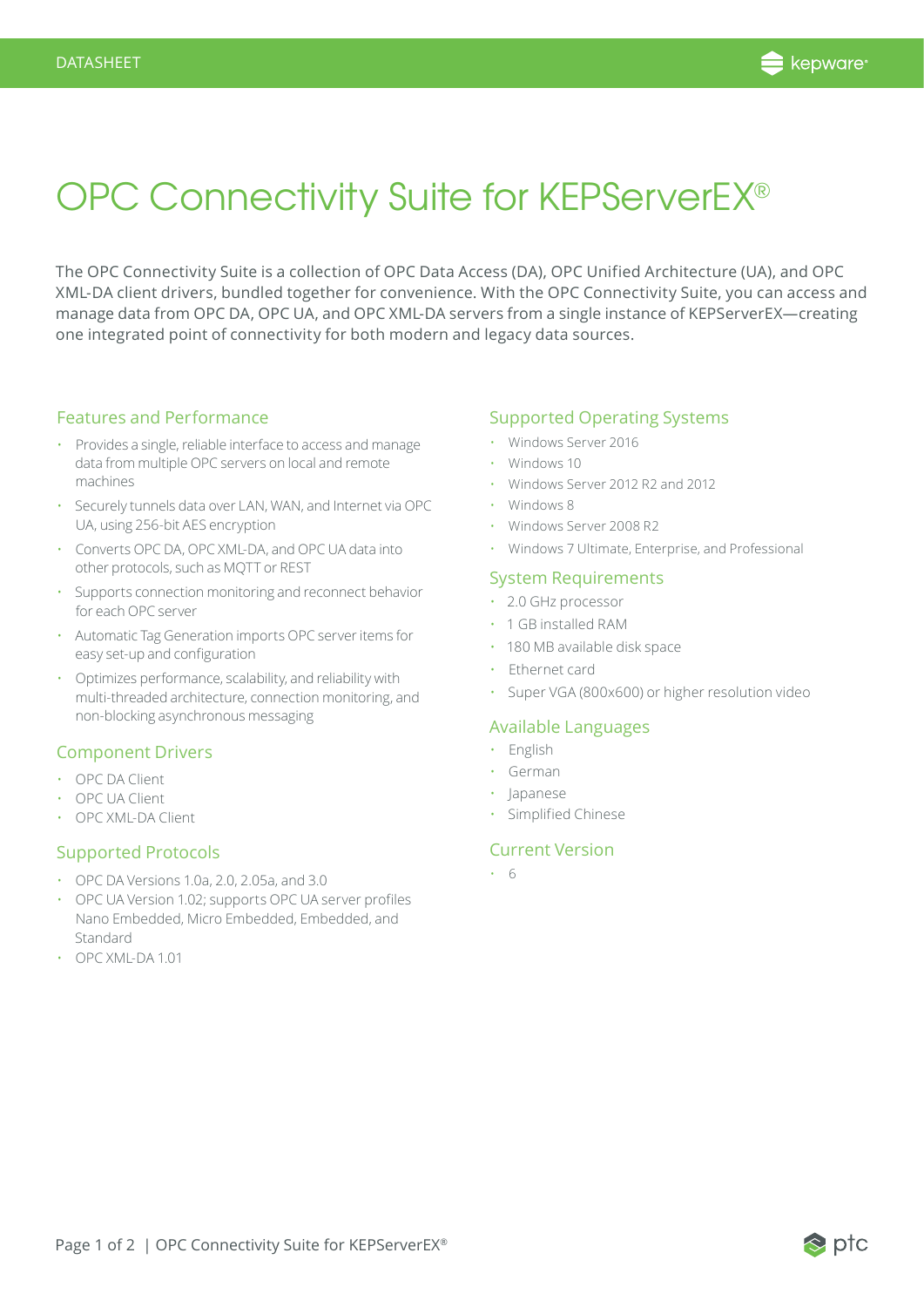# OPC Connectivity Suite for KEPServerEX®

The OPC Connectivity Suite is a collection of OPC Data Access (DA), OPC Unified Architecture (UA), and OPC XML-DA client drivers, bundled together for convenience. With the OPC Connectivity Suite, you can access and manage data from OPC DA, OPC UA, and OPC XML-DA servers from a single instance of KEPServerEX—creating one integrated point of connectivity for both modern and legacy data sources.

## Features and Performance

- Provides a single, reliable interface to access and manage data from multiple OPC servers on local and remote machines
- Securely tunnels data over LAN, WAN, and Internet via OPC UA, using 256-bit AES encryption
- Converts OPC DA, OPC XML-DA, and OPC UA data into other protocols, such as MQTT or REST
- Supports connection monitoring and reconnect behavior for each OPC server
- Automatic Tag Generation imports OPC server items for easy set-up and configuration
- Optimizes performance, scalability, and reliability with multi-threaded architecture, connection monitoring, and non-blocking asynchronous messaging

## Component Drivers

- OPC DA Client
- OPC UA Client
- OPC XML-DA Client

## Supported Protocols

- OPC DA Versions 1.0a, 2.0, 2.05a, and 3.0
- OPC UA Version 1.02; supports OPC UA server profiles Nano Embedded, Micro Embedded, Embedded, and Standard
- OPC XML-DA 1.01

## Supported Operating Systems

- Windows Server 2016
- Windows 10
- Windows Server 2012 R2 and 2012
- Windows 8
- Windows Server 2008 R2
- Windows 7 Ultimate, Enterprise, and Professional

## System Requirements

- 2.0 GHz processor
- 1 GB installed RAM
- 180 MB available disk space
- Ethernet card
- Super VGA (800x600) or higher resolution video

## Available Languages

- English
- German
- Japanese
- Simplified Chinese

## Current Version

- 6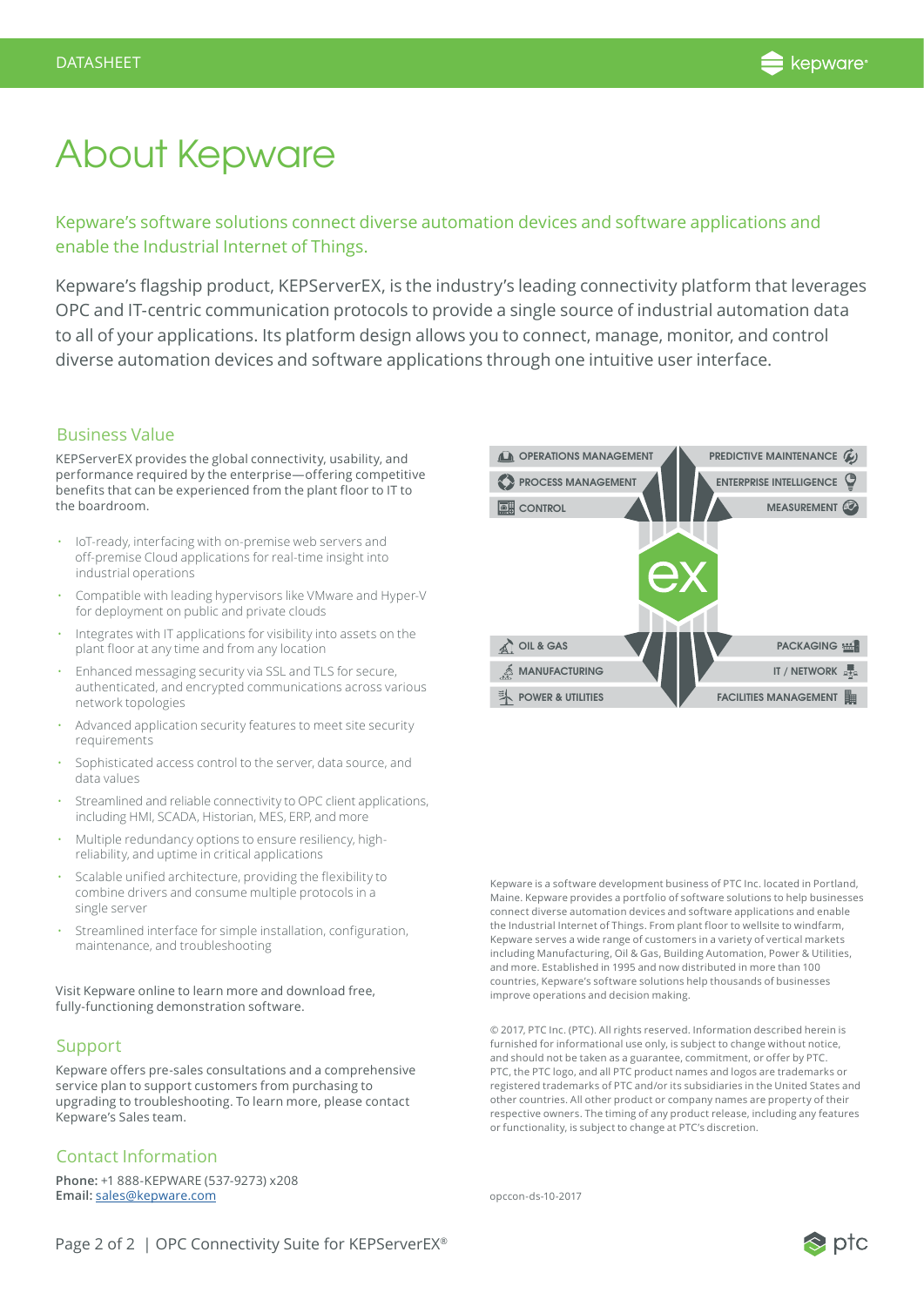# About Kepware

Kepware's software solutions connect diverse automation devices and software applications and enable the Industrial Internet of Things.

Kepware's flagship product, KEPServerEX, is the industry's leading connectivity platform that leverages OPC and IT-centric communication protocols to provide a single source of industrial automation data to all of your applications. Its platform design allows you to connect, manage, monitor, and control diverse automation devices and software applications through one intuitive user interface.

## Business Value

KEPServerEX provides the global connectivity, usability, and performance required by the enterprise—offering competitive benefits that can be experienced from the plant floor to IT to the boardroom.

- IoT-ready, interfacing with on-premise web servers and off-premise Cloud applications for real-time insight into industrial operations
- Compatible with leading hypervisors like VMware and Hyper-V for deployment on public and private clouds
- Integrates with IT applications for visibility into assets on the plant floor at any time and from any location
- Enhanced messaging security via SSL and TLS for secure, authenticated, and encrypted communications across various network topologies
- Advanced application security features to meet site security requirements
- Sophisticated access control to the server, data source, and data values
- Streamlined and reliable connectivity to OPC client applications, including HMI, SCADA, Historian, MES, ERP, and more
- Multiple redundancy options to ensure resiliency, high-reliability, and uptime in critical applications
- Scalable unified architecture, providing the flexibility to combine drivers and consume multiple protocols in a single server
- Streamlined interface for simple installation, configuration, maintenance, and troubleshooting

Visit Kepware online to learn more and download free, fully-functioning demonstration software.

OPERATIONS MANAGEMENT
PREDICTIVE MAINTENANCE
PROCESS MANAGEMENT
ENTERPRISE INTELLIGENCE
CONTROL
MEASUREMENT
ex
OIL & GAS
PACKAGING
MANUFACTURING
IT / NETWORK
POWER & UTILITIES
FACILITIES MANAGEMENT

## Support

Kepware offers pre-sales consultations and a comprehensive service plan to support customers from purchasing to upgrading to troubleshooting. To learn more, please contact Kepware's Sales team.

## Contact Information

**Phone:** +1 888-KEPWARE (537-9273) x208
**Email:** sales@kepware.com

Kepware is a software development business of PTC Inc. located in Portland, Maine. Kepware provides a portfolio of software solutions to help businesses connect diverse automation devices and software applications and enable the Industrial Internet of Things. From plant floor to wellsite to windfarm, Kepware serves a wide range of customers in a variety of vertical markets including Manufacturing, Oil & Gas, Building Automation, Power & Utilities, and more. Established in 1995 and now distributed in more than 100 countries, Kepware's software solutions help thousands of businesses improve operations and decision making.

© 2017, PTC Inc. (PTC). All rights reserved. Information described herein is furnished for informational use only, is subject to change without notice, and should not be taken as a guarantee, commitment, or offer by PTC. PTC, the PTC logo, and all PTC product names and logos are trademarks or registered trademarks of PTC and/or its subsidiaries in the United States and other countries. All other product or company names are property of their respective owners. The timing of any product release, including any features or functionality, is subject to change at PTC's discretion.

opccon-ds-10-2017